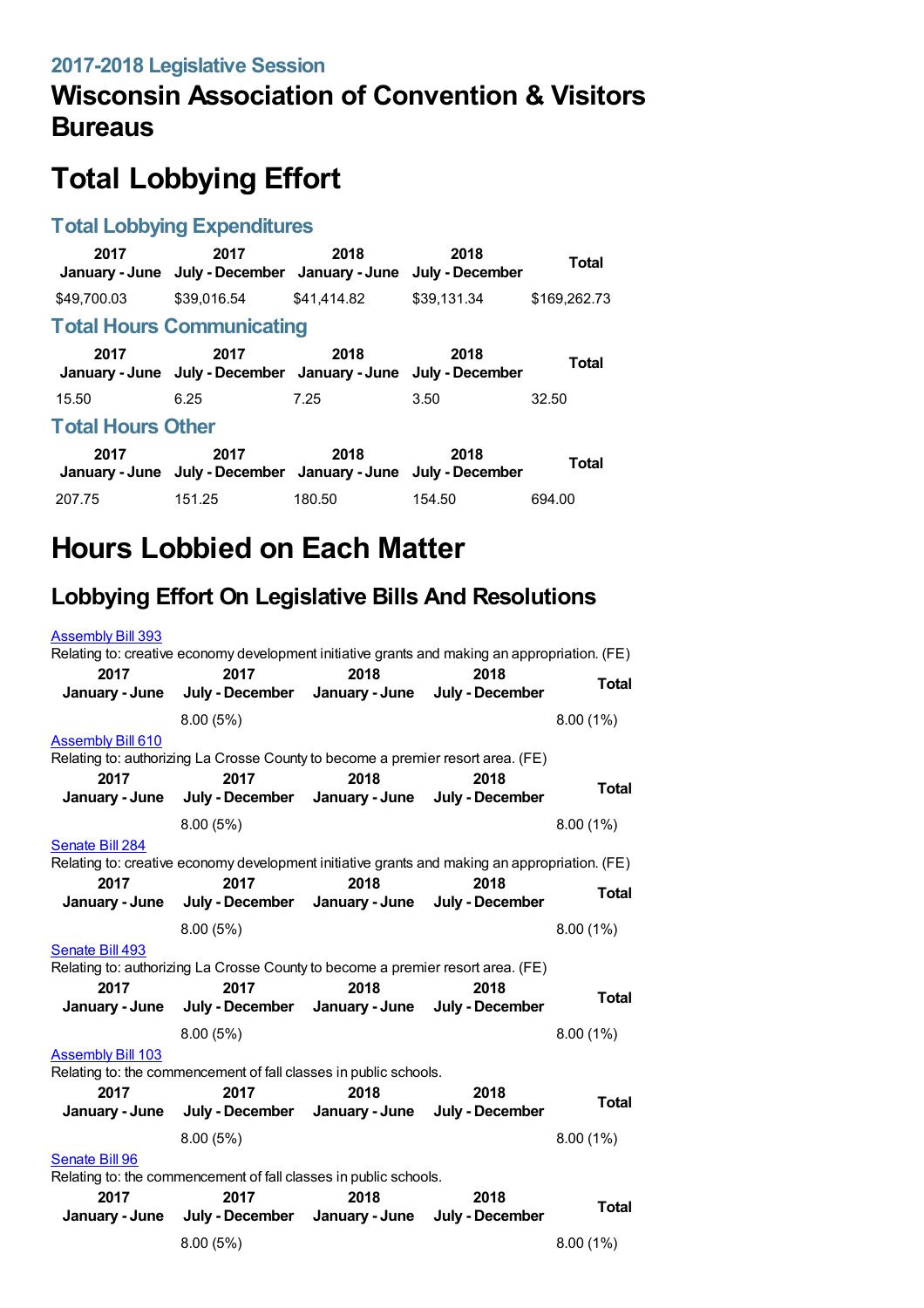## 2017-2018 Legislative Session

# Wisconsin Association of Convention & Visitors Bureaus

# Total Lobbying Effort

### Total Lobbying Expenditures

| 2017 January - June | 2017 July - December | 2018 January - June | 2018 July - December | Total |
|---|---|---|---|---|
| $49,700.03 | $39,016.54 | $41,414.82 | $39,131.34 | $169,262.73 |

### Total Hours Communicating

| 2017 January - June | 2017 July - December | 2018 January - June | 2018 July - December | Total |
|---|---|---|---|---|
| 15.50 | 6.25 | 7.25 | 3.50 | 32.50 |

### Total Hours Other

| 2017 January - June | 2017 July - December | 2018 January - June | 2018 July - December | Total |
|---|---|---|---|---|
| 207.75 | 151.25 | 180.50 | 154.50 | 694.00 |

# Hours Lobbied on Each Matter

## Lobbying Effort On Legislative Bills And Resolutions

[Assembly Bill 393](Assembly Bill 393)
Relating to: creative economy development initiative grants and making an appropriation. (FE)

| 2017 January - June | 2017 July - December | 2018 January - June | 2018 July - December | Total |
|---|---|---|---|---|
| | 8.00 (5%) | | | 8.00 (1%) |

[Assembly Bill 610](Assembly Bill 610)
Relating to: authorizing La Crosse County to become a premier resort area. (FE)

| 2017 January - June | 2017 July - December | 2018 January - June | 2018 July - December | Total |
|---|---|---|---|---|
| | 8.00 (5%) | | | 8.00 (1%) |

[Senate Bill 284](Senate Bill 284)
Relating to: creative economy development initiative grants and making an appropriation. (FE)

| 2017 January - June | 2017 July - December | 2018 January - June | 2018 July - December | Total |
|---|---|---|---|---|
| | 8.00 (5%) | | | 8.00 (1%) |

[Senate Bill 493](Senate Bill 493)
Relating to: authorizing La Crosse County to become a premier resort area. (FE)

| 2017 January - June | 2017 July - December | 2018 January - June | 2018 July - December | Total |
|---|---|---|---|---|
| | 8.00 (5%) | | | 8.00 (1%) |

[Assembly Bill 103](Assembly Bill 103)
Relating to: the commencement of fall classes in public schools.

| 2017 January - June | 2017 July - December | 2018 January - June | 2018 July - December | Total |
|---|---|---|---|---|
| | 8.00 (5%) | | | 8.00 (1%) |

[Senate Bill 96](Senate Bill 96)
Relating to: the commencement of fall classes in public schools.

| 2017 January - June | 2017 July - December | 2018 January - June | 2018 July - December | Total |
|---|---|---|---|---|
| | 8.00 (5%) | | | 8.00 (1%) |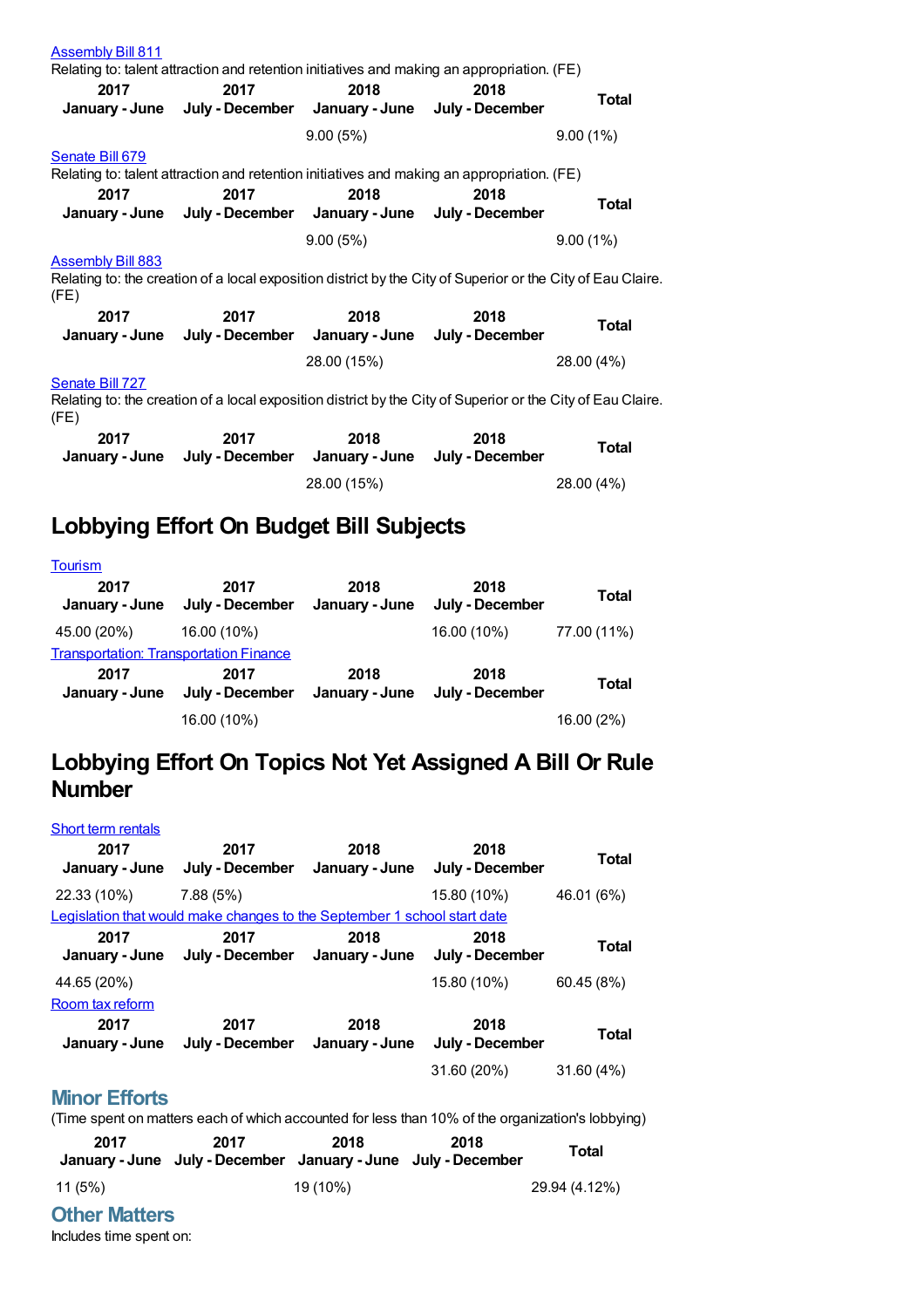Assembly Bill 811

Relating to: talent attraction and retention initiatives and making an appropriation. (FE)

| 2017 January - June | 2017 July - December | 2018 January - June | 2018 July - December | Total |
|---|---|---|---|---|
| | | 9.00 (5%) | | 9.00 (1%) |

Senate Bill 679

Relating to: talent attraction and retention initiatives and making an appropriation. (FE)

| 2017 January - June | 2017 July - December | 2018 January - June | 2018 July - December | Total |
|---|---|---|---|---|
| | | 9.00 (5%) | | 9.00 (1%) |

Assembly Bill 883

Relating to: the creation of a local exposition district by the City of Superior or the City of Eau Claire. (FE)

| 2017 January - June | 2017 July - December | 2018 January - June | 2018 July - December | Total |
|---|---|---|---|---|
| | | 28.00 (15%) | | 28.00 (4%) |

Senate Bill 727

Relating to: the creation of a local exposition district by the City of Superior or the City of Eau Claire. (FE)

| 2017 January - June | 2017 July - December | 2018 January - June | 2018 July - December | Total |
|---|---|---|---|---|
| | | 28.00 (15%) | | 28.00 (4%) |

## Lobbying Effort On Budget Bill Subjects

Tourism

| 2017 January - June | 2017 July - December | 2018 January - June | 2018 July - December | Total |
|---|---|---|---|---|
| 45.00 (20%) | 16.00 (10%) | | 16.00 (10%) | 77.00 (11%) |

Transportation: Transportation Finance

| 2017 January - June | 2017 July - December | 2018 January - June | 2018 July - December | Total |
|---|---|---|---|---|
| | 16.00 (10%) | | | 16.00 (2%) |

## Lobbying Effort On Topics Not Yet Assigned A Bill Or Rule Number

Short term rentals

| 2017 January - June | 2017 July - December | 2018 January - June | 2018 July - December | Total |
|---|---|---|---|---|
| 22.33 (10%) | 7.88 (5%) | | 15.80 (10%) | 46.01 (6%) |

Legislation that would make changes to the September 1 school start date

| 2017 January - June | 2017 July - December | 2018 January - June | 2018 July - December | Total |
|---|---|---|---|---|
| 44.65 (20%) | | | 15.80 (10%) | 60.45 (8%) |

Room tax reform

| 2017 January - June | 2017 July - December | 2018 January - June | 2018 July - December | Total |
|---|---|---|---|---|
| | | | 31.60 (20%) | 31.60 (4%) |

### Minor Efforts

(Time spent on matters each of which accounted for less than 10% of the organization's lobbying)

| 2017 January - June | 2017 July - December | 2018 January - June | 2018 July - December | Total |
|---|---|---|---|---|
| 11 (5%) | | 19 (10%) | | 29.94 (4.12%) |

### Other Matters

Includes time spent on: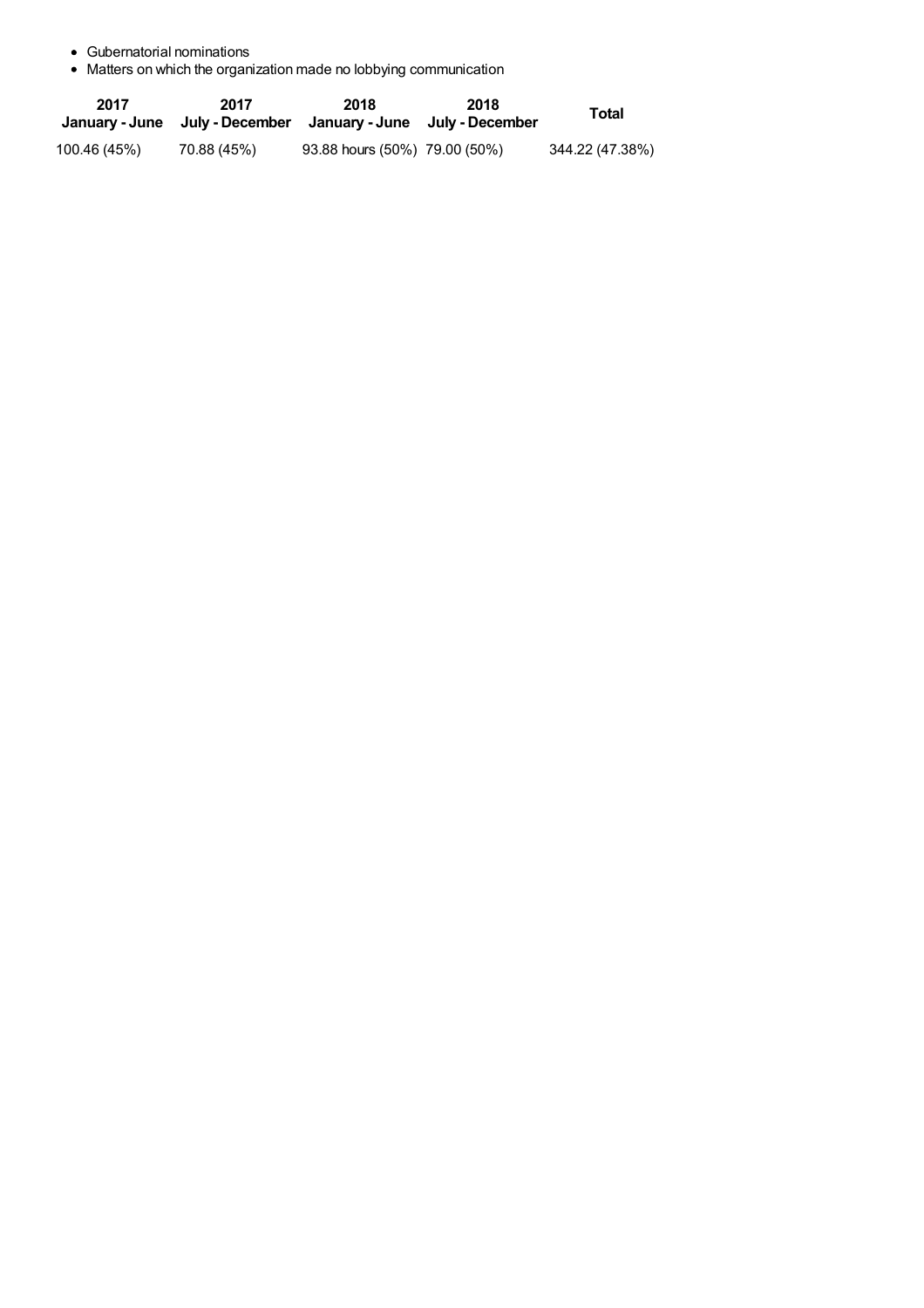- Gubernatorial nominations
- Matters on which the organization made no lobbying communication

| 2017 January - June | 2017 July - December | 2018 January - June | 2018 July - December | Total |
|---|---|---|---|---|
| 100.46 (45%) | 70.88 (45%) | 93.88 hours (50%) | 79.00 (50%) | 344.22 (47.38%) |